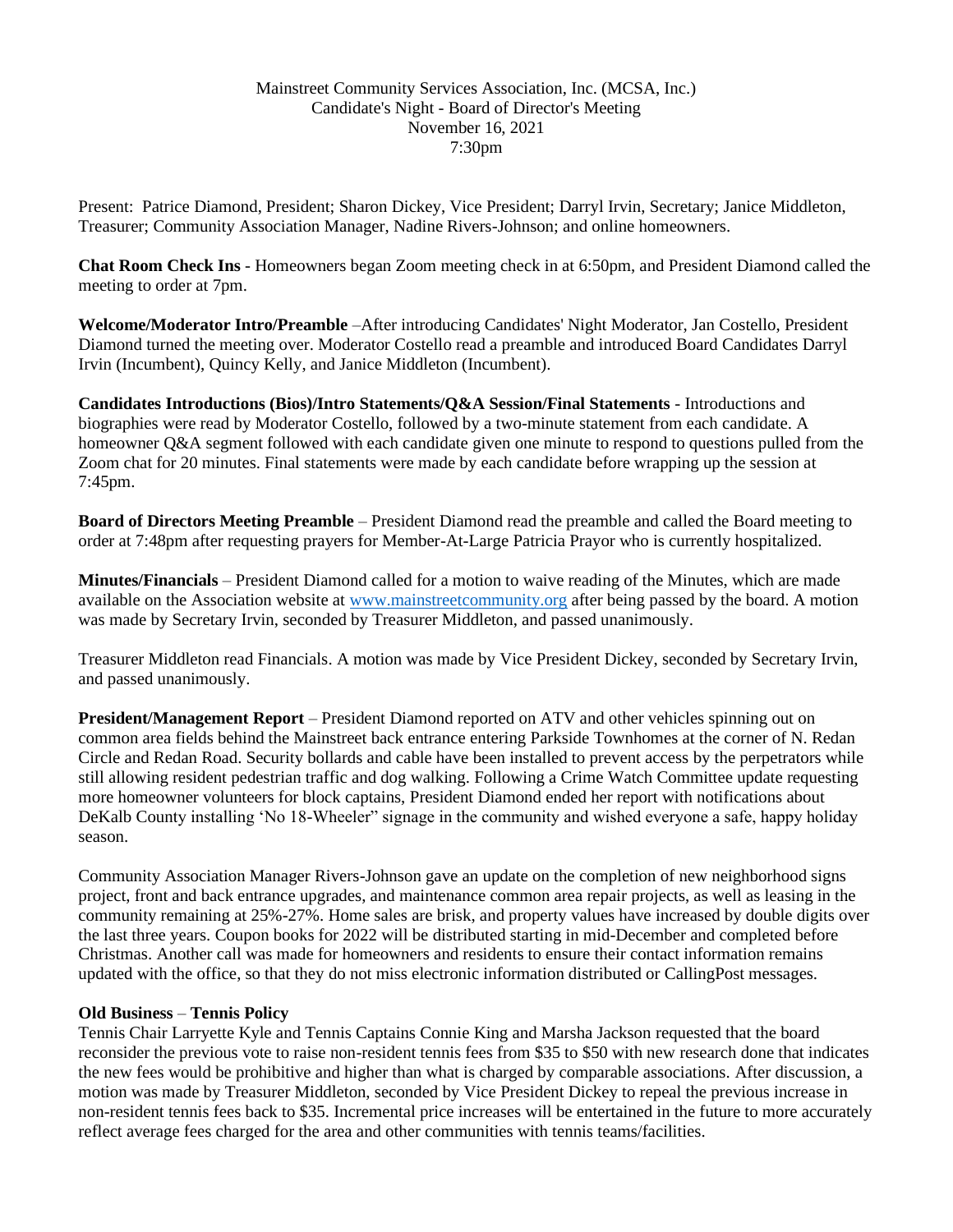Mainstreet Community Services Association, Inc. (MCSA, Inc.)
Candidate's Night - Board of Director's Meeting
November 16, 2021
7:30pm

Present: Patrice Diamond, President; Sharon Dickey, Vice President; Darryl Irvin, Secretary; Janice Middleton, Treasurer; Community Association Manager, Nadine Rivers-Johnson; and online homeowners.

**Chat Room Check Ins** - Homeowners began Zoom meeting check in at 6:50pm, and President Diamond called the meeting to order at 7pm.

**Welcome/Moderator Intro/Preamble** –After introducing Candidates' Night Moderator, Jan Costello, President Diamond turned the meeting over. Moderator Costello read a preamble and introduced Board Candidates Darryl Irvin (Incumbent), Quincy Kelly, and Janice Middleton (Incumbent).

**Candidates Introductions (Bios)/Intro Statements/Q&A Session/Final Statements** - Introductions and biographies were read by Moderator Costello, followed by a two-minute statement from each candidate. A homeowner Q&A segment followed with each candidate given one minute to respond to questions pulled from the Zoom chat for 20 minutes. Final statements were made by each candidate before wrapping up the session at 7:45pm.

**Board of Directors Meeting Preamble** – President Diamond read the preamble and called the Board meeting to order at 7:48pm after requesting prayers for Member-At-Large Patricia Prayor who is currently hospitalized.

**Minutes/Financials** – President Diamond called for a motion to waive reading of the Minutes, which are made available on the Association website at [www.mainstreetcommunity.org](http://www.mainstreetcommunity.org) after being passed by the board. A motion was made by Secretary Irvin, seconded by Treasurer Middleton, and passed unanimously.

Treasurer Middleton read Financials. A motion was made by Vice President Dickey, seconded by Secretary Irvin, and passed unanimously.

**President/Management Report** – President Diamond reported on ATV and other vehicles spinning out on common area fields behind the Mainstreet back entrance entering Parkside Townhomes at the corner of N. Redan Circle and Redan Road. Security bollards and cable have been installed to prevent access by the perpetrators while still allowing resident pedestrian traffic and dog walking. Following a Crime Watch Committee update requesting more homeowner volunteers for block captains, President Diamond ended her report with notifications about DeKalb County installing 'No 18-Wheeler" signage in the community and wished everyone a safe, happy holiday season.

Community Association Manager Rivers-Johnson gave an update on the completion of new neighborhood signs project, front and back entrance upgrades, and maintenance common area repair projects, as well as leasing in the community remaining at 25%-27%. Home sales are brisk, and property values have increased by double digits over the last three years. Coupon books for 2022 will be distributed starting in mid-December and completed before Christmas. Another call was made for homeowners and residents to ensure their contact information remains updated with the office, so that they do not miss electronic information distributed or CallingPost messages.

**Old Business** – **Tennis Policy**

Tennis Chair Larryette Kyle and Tennis Captains Connie King and Marsha Jackson requested that the board reconsider the previous vote to raise non-resident tennis fees from $35 to $50 with new research done that indicates the new fees would be prohibitive and higher than what is charged by comparable associations. After discussion, a motion was made by Treasurer Middleton, seconded by Vice President Dickey to repeal the previous increase in non-resident tennis fees back to $35. Incremental price increases will be entertained in the future to more accurately reflect average fees charged for the area and other communities with tennis teams/facilities.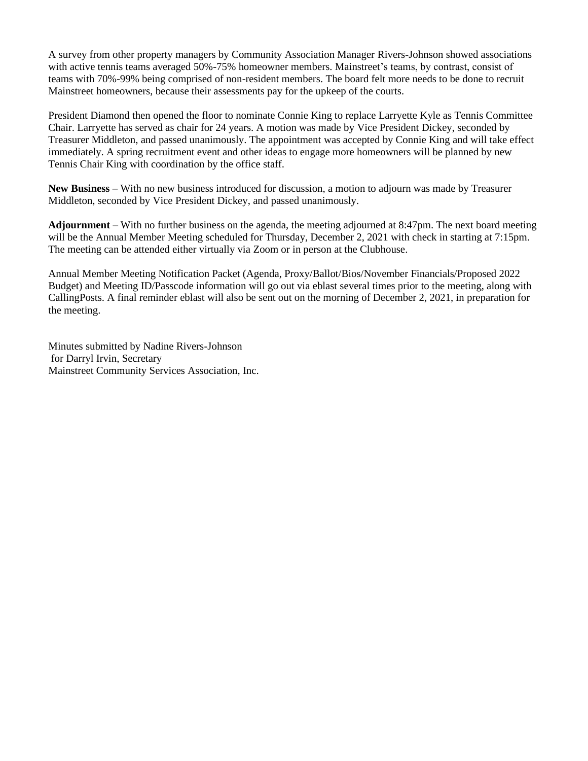A survey from other property managers by Community Association Manager Rivers-Johnson showed associations with active tennis teams averaged 50%-75% homeowner members. Mainstreet's teams, by contrast, consist of teams with 70%-99% being comprised of non-resident members. The board felt more needs to be done to recruit Mainstreet homeowners, because their assessments pay for the upkeep of the courts.

President Diamond then opened the floor to nominate Connie King to replace Larryette Kyle as Tennis Committee Chair. Larryette has served as chair for 24 years. A motion was made by Vice President Dickey, seconded by Treasurer Middleton, and passed unanimously. The appointment was accepted by Connie King and will take effect immediately. A spring recruitment event and other ideas to engage more homeowners will be planned by new Tennis Chair King with coordination by the office staff.

**New Business** – With no new business introduced for discussion, a motion to adjourn was made by Treasurer Middleton, seconded by Vice President Dickey, and passed unanimously.

**Adjournment** – With no further business on the agenda, the meeting adjourned at 8:47pm. The next board meeting will be the Annual Member Meeting scheduled for Thursday, December 2, 2021 with check in starting at 7:15pm. The meeting can be attended either virtually via Zoom or in person at the Clubhouse.

Annual Member Meeting Notification Packet (Agenda, Proxy/Ballot/Bios/November Financials/Proposed 2022 Budget) and Meeting ID/Passcode information will go out via eblast several times prior to the meeting, along with CallingPosts. A final reminder eblast will also be sent out on the morning of December 2, 2021, in preparation for the meeting.

Minutes submitted by Nadine Rivers-Johnson
for Darryl Irvin, Secretary
Mainstreet Community Services Association, Inc.